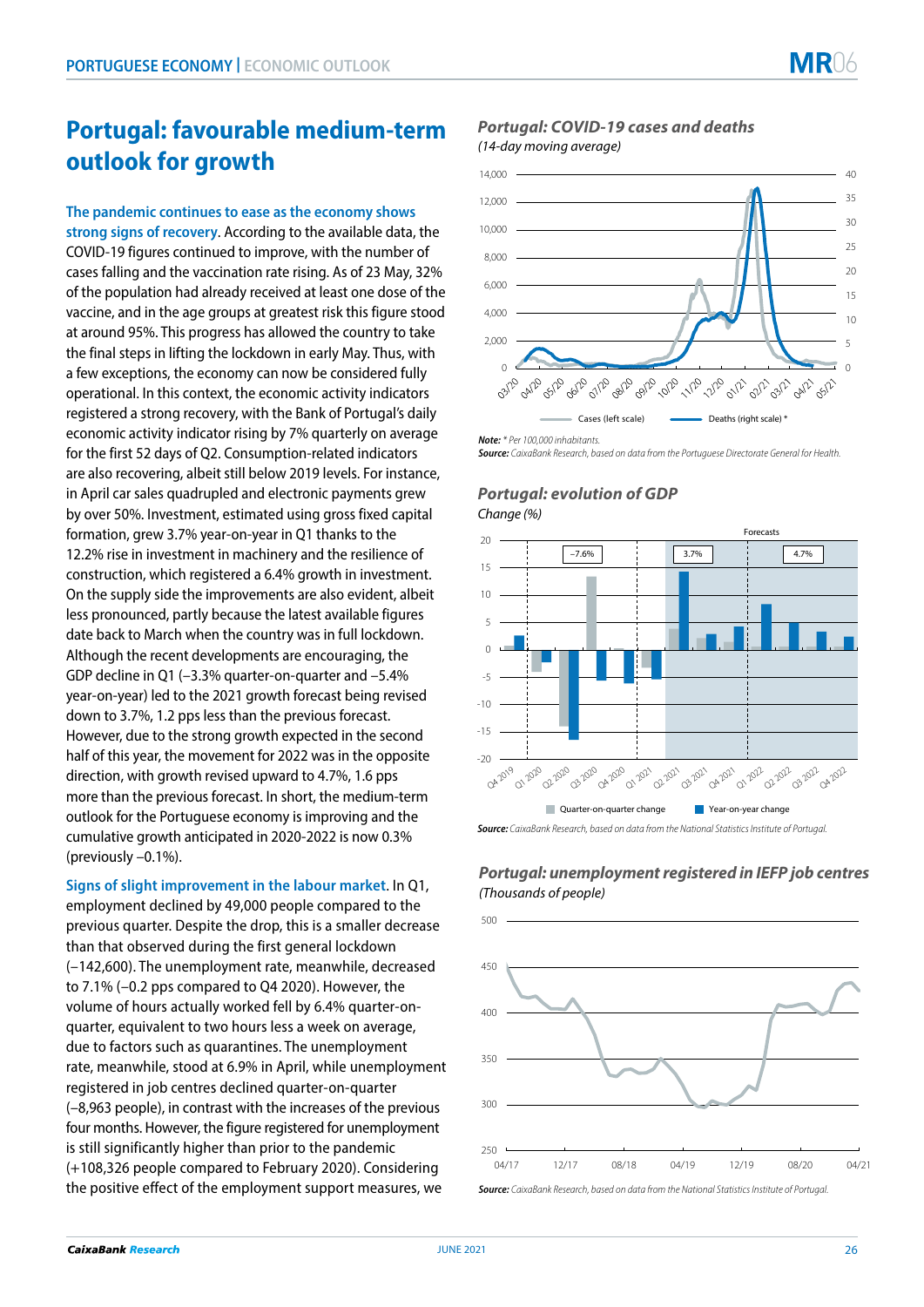# Portugal: favourable medium-term outlook for growth

**The pandemic continues to ease as the economy shows strong signs of recovery.** According to the available data, the COVID-19 figures continued to improve, with the number of cases falling and the vaccination rate rising. As of 23 May, 32% of the population had already received at least one dose of the vaccine, and in the age groups at greatest risk this figure stood at around 95%. This progress has allowed the country to take the final steps in lifting the lockdown in early May. Thus, with a few exceptions, the economy can now be considered fully operational. In this context, the economic activity indicators registered a strong recovery, with the Bank of Portugal's daily economic activity indicator rising by 7% quarterly on average for the first 52 days of Q2. Consumption-related indicators are also recovering, albeit still below 2019 levels. For instance, in April car sales quadrupled and electronic payments grew by over 50%. Investment, estimated using gross fixed capital formation, grew 3.7% year-on-year in Q1 thanks to the 12.2% rise in investment in machinery and the resilience of construction, which registered a 6.4% growth in investment. On the supply side the improvements are also evident, albeit less pronounced, partly because the latest available figures date back to March when the country was in full lockdown. Although the recent developments are encouraging, the GDP decline in Q1 (–3.3% quarter-on-quarter and –5.4% year-on-year) led to the 2021 growth forecast being revised down to 3.7%, 1.2 pps less than the previous forecast. However, due to the strong growth expected in the second half of this year, the movement for 2022 was in the opposite direction, with growth revised upward to 4.7%, 1.6 pps more than the previous forecast. In short, the medium-term outlook for the Portuguese economy is improving and the cumulative growth anticipated in 2020-2022 is now 0.3% (previously –0.1%).

**Signs of slight improvement in the labour market.** In Q1, employment declined by 49,000 people compared to the previous quarter. Despite the drop, this is a smaller decrease than that observed during the first general lockdown (–142,600). The unemployment rate, meanwhile, decreased to 7.1% (–0.2 pps compared to Q4 2020). However, the volume of hours actually worked fell by 6.4% quarter-on-quarter, equivalent to two hours less a week on average, due to factors such as quarantines. The unemployment rate, meanwhile, stood at 6.9% in April, while unemployment registered in job centres declined quarter-on-quarter (–8,963 people), in contrast with the increases of the previous four months. However, the figure registered for unemployment is still significantly higher than prior to the pandemic (+108,326 people compared to February 2020). Considering the positive effect of the employment support measures, we

### Portugal: COVID-19 cases and deaths
*(14-day moving average)*

**Note:** * Per 100,000 inhabitants.
**Source:** CaixaBank Research, based on data from the Portuguese Directorate General for Health.

### Portugal: evolution of GDP
*Change (%)*

**Source:** CaixaBank Research, based on data from the National Statistics Institute of Portugal.

### Portugal: unemployment registered in IEFP job centres
*(Thousands of people)*

**Source:** CaixaBank Research, based on data from the National Statistics Institute of Portugal.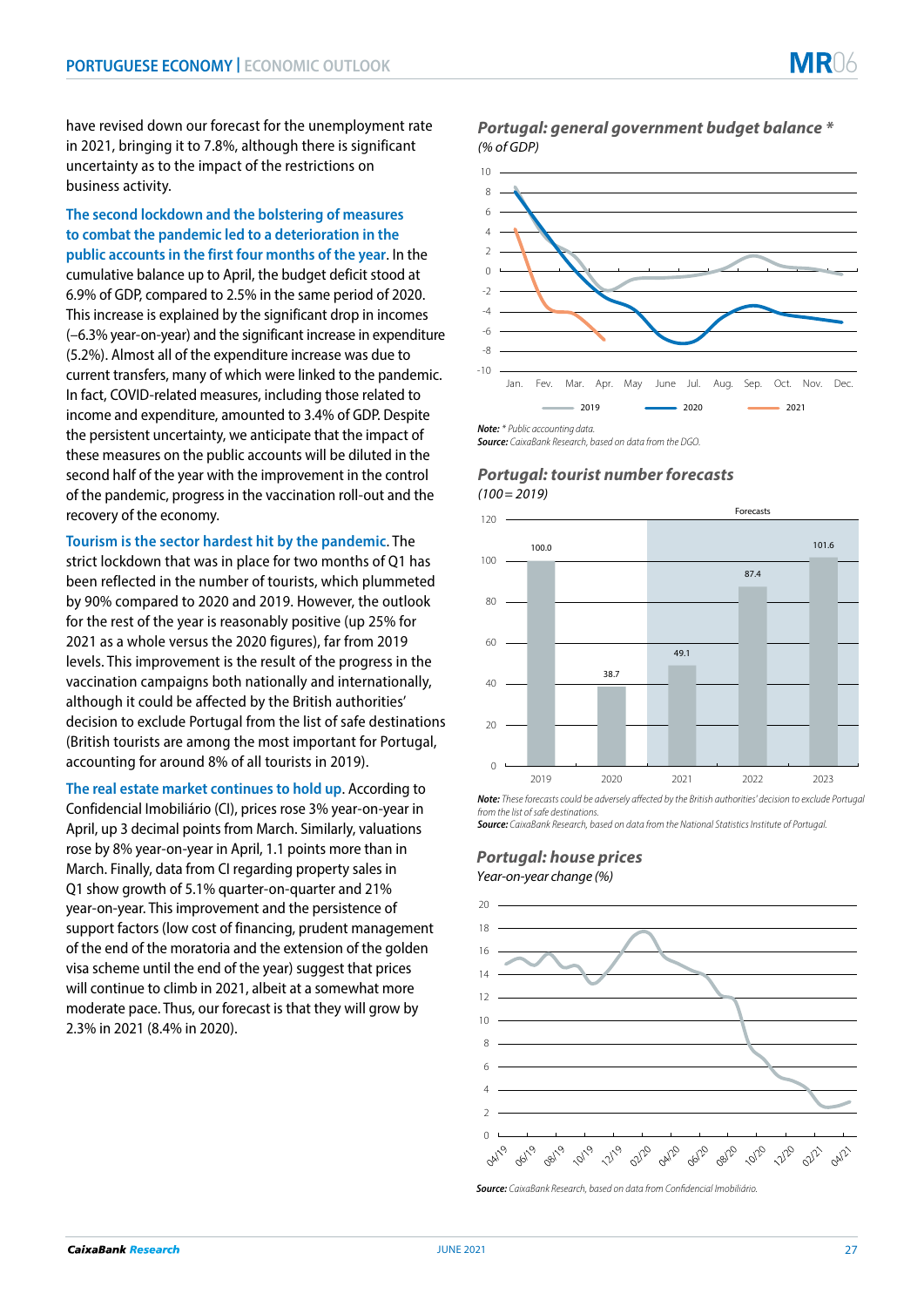have revised down our forecast for the unemployment rate in 2021, bringing it to 7.8%, although there is significant uncertainty as to the impact of the restrictions on business activity.

**The second lockdown and the bolstering of measures to combat the pandemic led to a deterioration in the public accounts in the first four months of the year**. In the cumulative balance up to April, the budget deficit stood at 6.9% of GDP, compared to 2.5% in the same period of 2020. This increase is explained by the significant drop in incomes (–6.3% year-on-year) and the significant increase in expenditure (5.2%). Almost all of the expenditure increase was due to current transfers, many of which were linked to the pandemic. In fact, COVID-related measures, including those related to income and expenditure, amounted to 3.4% of GDP. Despite the persistent uncertainty, we anticipate that the impact of these measures on the public accounts will be diluted in the second half of the year with the improvement in the control of the pandemic, progress in the vaccination roll-out and the recovery of the economy.

**Tourism is the sector hardest hit by the pandemic**. The strict lockdown that was in place for two months of Q1 has been reflected in the number of tourists, which plummeted by 90% compared to 2020 and 2019. However, the outlook for the rest of the year is reasonably positive (up 25% for 2021 as a whole versus the 2020 figures), far from 2019 levels. This improvement is the result of the progress in the vaccination campaigns both nationally and internationally, although it could be affected by the British authorities' decision to exclude Portugal from the list of safe destinations (British tourists are among the most important for Portugal, accounting for around 8% of all tourists in 2019).

**The real estate market continues to hold up**. According to Confidencial Imobiliário (CI), prices rose 3% year-on-year in April, up 3 decimal points from March. Similarly, valuations rose by 8% year-on-year in April, 1.1 points more than in March. Finally, data from CI regarding property sales in Q1 show growth of 5.1% quarter-on-quarter and 21% year-on-year. This improvement and the persistence of support factors (low cost of financing, prudent management of the end of the moratoria and the extension of the golden visa scheme until the end of the year) suggest that prices will continue to climb in 2021, albeit at a somewhat more moderate pace. Thus, our forecast is that they will grow by 2.3% in 2021 (8.4% in 2020).

***Portugal: general government budget balance \****
*(% of GDP)*

10
8
6
4
2
0
-2
-4
-6
-8
-10
Jan. Fev. Mar. Apr. May June Jul. Aug. Sep. Oct. Nov. Dec.
2019 2020 2021

***Note:*** *\* Public accounting data.*
***Source:*** *CaixaBank Research, based on data from the DGO.*

***Portugal: tourist number forecasts***
*(100 = 2019)*

Forecasts
120
100
80
60
40
20
0
100.0
38.7
49.1
87.4
101.6
2019 2020 2021 2022 2023

***Note:*** *These forecasts could be adversely affected by the British authorities' decision to exclude Portugal from the list of safe destinations.*
***Source:*** *CaixaBank Research, based on data from the National Statistics Institute of Portugal.*

***Portugal: house prices***
*Year-on-year change (%)*

20
18
16
14
12
10
8
6
4
2
0
04/19 06/19 08/19 10/19 12/19 02/20 04/20 06/20 08/20 10/20 12/20 02/21 04/21

***Source:*** *CaixaBank Research, based on data from Confidencial Imobiliário.*